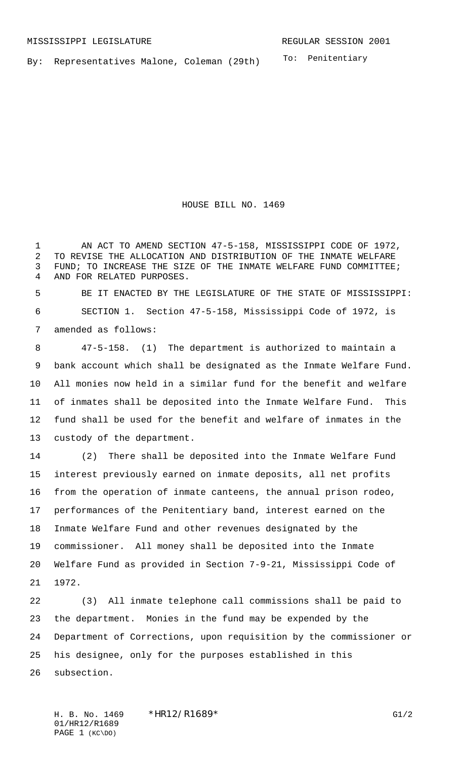MISSISSIPPI LEGISLATURE REGULAR SESSION 2001

By: Representatives Malone, Coleman (29th)

To: Penitentiary

# HOUSE BILL NO. 1469

AN ACT TO AMEND SECTION 47-5-158, MISSISSIPPI CODE OF 1972, TO REVISE THE ALLOCATION AND DISTRIBUTION OF THE INMATE WELFARE FUND; TO INCREASE THE SIZE OF THE INMATE WELFARE FUND COMMITTEE; AND FOR RELATED PURPOSES.

BE IT ENACTED BY THE LEGISLATURE OF THE STATE OF MISSISSIPPI:

SECTION 1. Section 47-5-158, Mississippi Code of 1972, is amended as follows:

47-5-158. (1) The department is authorized to maintain a bank account which shall be designated as the Inmate Welfare Fund. All monies now held in a similar fund for the benefit and welfare of inmates shall be deposited into the Inmate Welfare Fund. This fund shall be used for the benefit and welfare of inmates in the custody of the department.

(2) There shall be deposited into the Inmate Welfare Fund interest previously earned on inmate deposits, all net profits from the operation of inmate canteens, the annual prison rodeo, performances of the Penitentiary band, interest earned on the Inmate Welfare Fund and other revenues designated by the commissioner. All money shall be deposited into the Inmate Welfare Fund as provided in Section 7-9-21, Mississippi Code of 1972.

(3) All inmate telephone call commissions shall be paid to the department. Monies in the fund may be expended by the Department of Corrections, upon requisition by the commissioner or his designee, only for the purposes established in this subsection.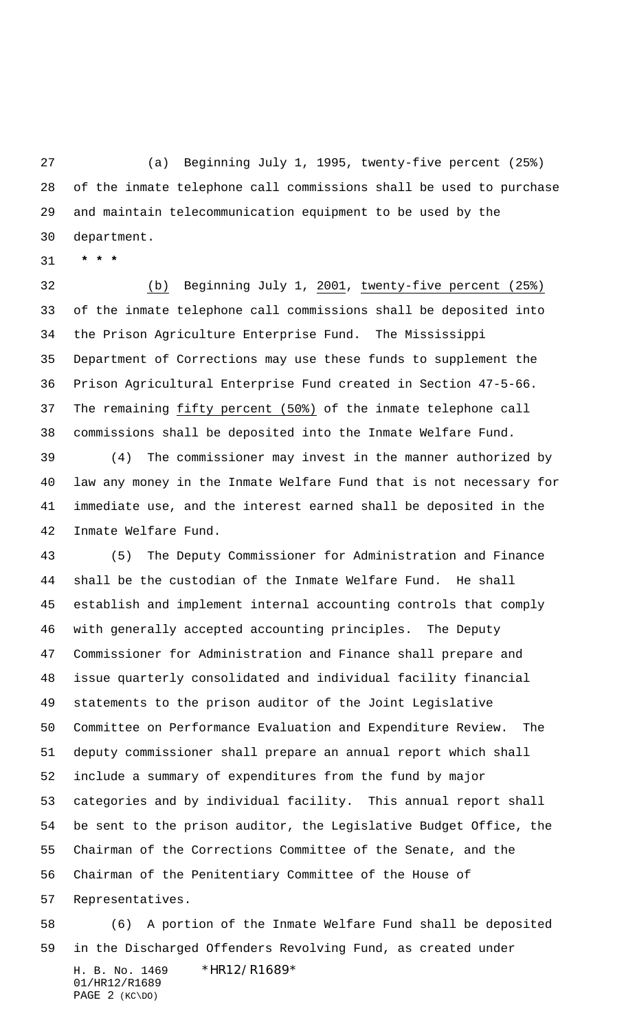(a) Beginning July 1, 1995, twenty-five percent (25%) of the inmate telephone call commissions shall be used to purchase and maintain telecommunication equipment to be used by the department.

* * *

(b) Beginning July 1, 2001, twenty-five percent (25%) of the inmate telephone call commissions shall be deposited into the Prison Agriculture Enterprise Fund. The Mississippi Department of Corrections may use these funds to supplement the Prison Agricultural Enterprise Fund created in Section 47-5-66. The remaining fifty percent (50%) of the inmate telephone call commissions shall be deposited into the Inmate Welfare Fund.

(4) The commissioner may invest in the manner authorized by law any money in the Inmate Welfare Fund that is not necessary for immediate use, and the interest earned shall be deposited in the Inmate Welfare Fund.

(5) The Deputy Commissioner for Administration and Finance shall be the custodian of the Inmate Welfare Fund. He shall establish and implement internal accounting controls that comply with generally accepted accounting principles. The Deputy Commissioner for Administration and Finance shall prepare and issue quarterly consolidated and individual facility financial statements to the prison auditor of the Joint Legislative Committee on Performance Evaluation and Expenditure Review. The deputy commissioner shall prepare an annual report which shall include a summary of expenditures from the fund by major categories and by individual facility. This annual report shall be sent to the prison auditor, the Legislative Budget Office, the Chairman of the Corrections Committee of the Senate, and the Chairman of the Penitentiary Committee of the House of Representatives.

(6) A portion of the Inmate Welfare Fund shall be deposited in the Discharged Offenders Revolving Fund, as created under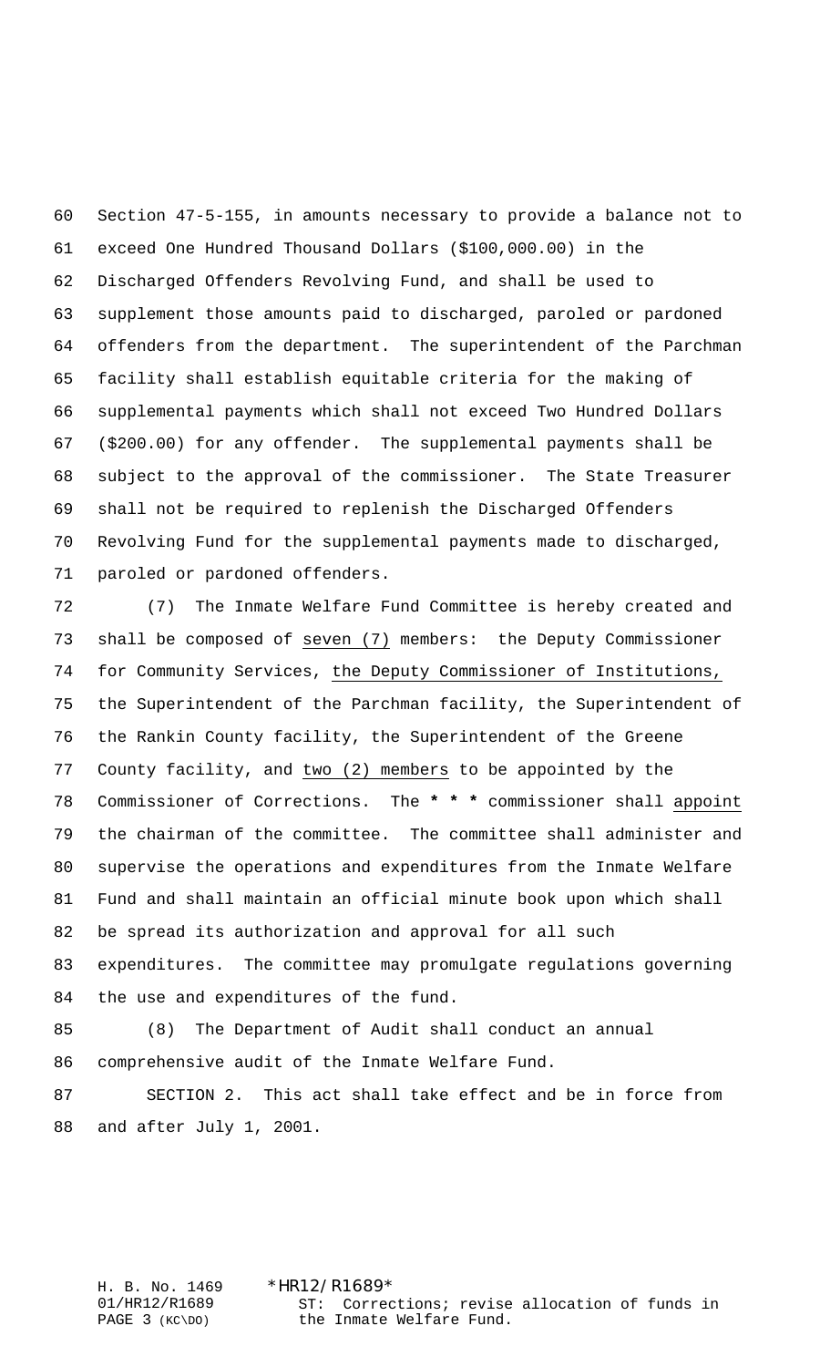Section 47-5-155, in amounts necessary to provide a balance not to exceed One Hundred Thousand Dollars ($100,000.00) in the Discharged Offenders Revolving Fund, and shall be used to supplement those amounts paid to discharged, paroled or pardoned offenders from the department. The superintendent of the Parchman facility shall establish equitable criteria for the making of supplemental payments which shall not exceed Two Hundred Dollars ($200.00) for any offender. The supplemental payments shall be subject to the approval of the commissioner. The State Treasurer shall not be required to replenish the Discharged Offenders Revolving Fund for the supplemental payments made to discharged, paroled or pardoned offenders.

(7) The Inmate Welfare Fund Committee is hereby created and shall be composed of seven (7) members: the Deputy Commissioner for Community Services, the Deputy Commissioner of Institutions, the Superintendent of the Parchman facility, the Superintendent of the Rankin County facility, the Superintendent of the Greene County facility, and two (2) members to be appointed by the Commissioner of Corrections. The **\* \* \*** commissioner shall appoint the chairman of the committee. The committee shall administer and supervise the operations and expenditures from the Inmate Welfare Fund and shall maintain an official minute book upon which shall be spread its authorization and approval for all such expenditures. The committee may promulgate regulations governing the use and expenditures of the fund.

(8) The Department of Audit shall conduct an annual comprehensive audit of the Inmate Welfare Fund.

SECTION 2. This act shall take effect and be in force from and after July 1, 2001.